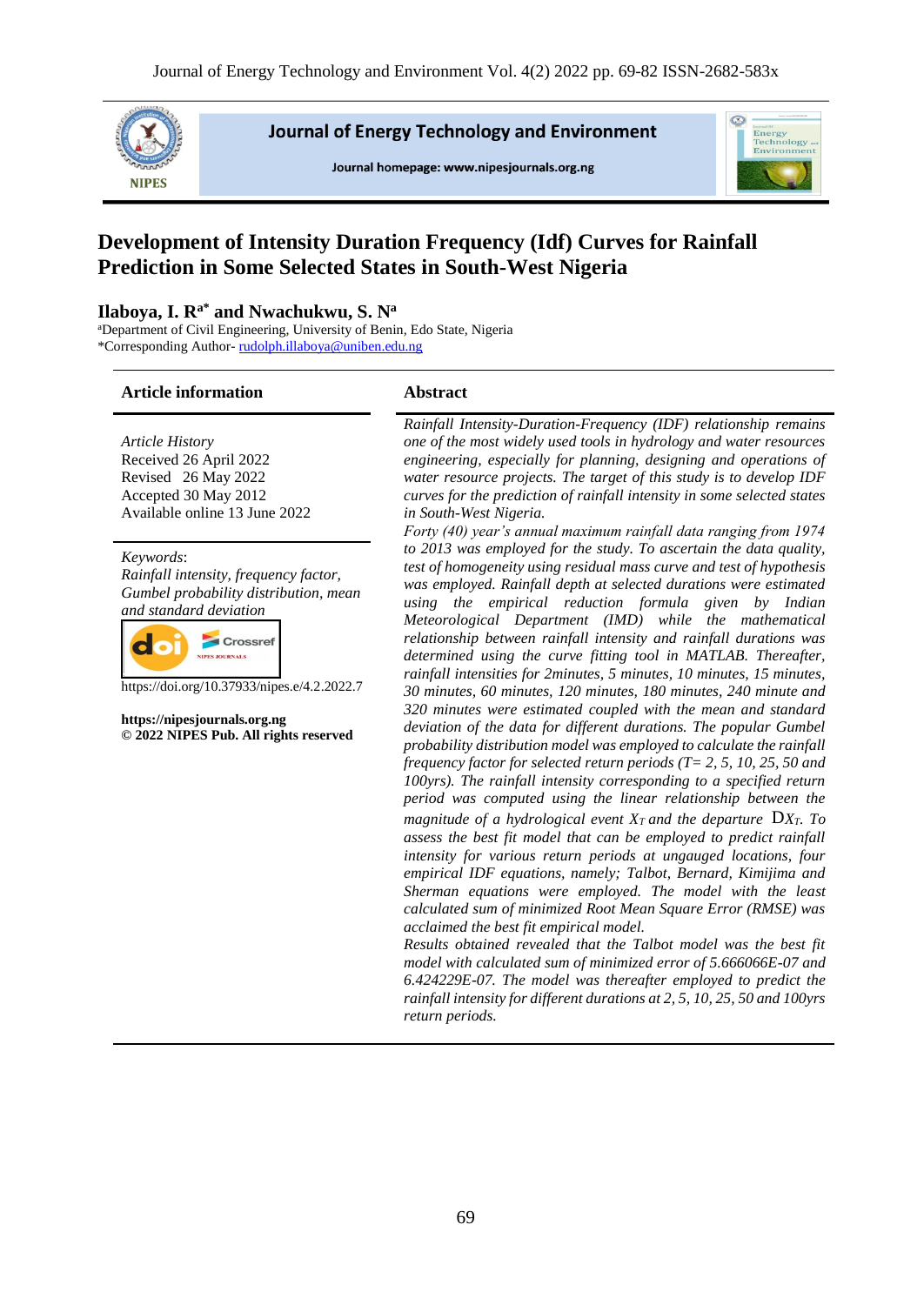# Development of Intensity Duration Frequency (Idf) Curves for Rainfall Prediction in Some Selected States in South-West Nigeria

**Ilaboya, I. R[a*] and Nwachukwu, S. N[a]**

[a]Department of Civil Engineering, University of Benin, Edo State, Nigeria
*Corresponding Author- rudolph.illaboya@uniben.edu.ng

## Article information

*Article History*
Received 26 April 2022
Revised 26 May 2022
Accepted 30 May 2012
Available online 13 June 2022

*Keywords*:
*Rainfall intensity, frequency factor, Gumbel probability distribution, mean and standard deviation*

https://doi.org/10.37933/nipes.e/4.2.2022.7

**https://nipesjournals.org.ng**
**© 2022 NIPES Pub. All rights reserved**

## Abstract

*Rainfall Intensity-Duration-Frequency (IDF) relationship remains one of the most widely used tools in hydrology and water resources engineering, especially for planning, designing and operations of water resource projects. The target of this study is to develop IDF curves for the prediction of rainfall intensity in some selected states in South-West Nigeria.*

*Forty (40) year's annual maximum rainfall data ranging from 1974 to 2013 was employed for the study. To ascertain the data quality, test of homogeneity using residual mass curve and test of hypothesis was employed. Rainfall depth at selected durations were estimated using the empirical reduction formula given by Indian Meteorological Department (IMD) while the mathematical relationship between rainfall intensity and rainfall durations was determined using the curve fitting tool in MATLAB. Thereafter, rainfall intensities for 2minutes, 5 minutes, 10 minutes, 15 minutes, 30 minutes, 60 minutes, 120 minutes, 180 minutes, 240 minute and 320 minutes were estimated coupled with the mean and standard deviation of the data for different durations. The popular Gumbel probability distribution model was employed to calculate the rainfall frequency factor for selected return periods (T= 2, 5, 10, 25, 50 and 100yrs). The rainfall intensity corresponding to a specified return period was computed using the linear relationship between the magnitude of a hydrological event $X_T$ and the departure $\Delta X_T$. To assess the best fit model that can be employed to predict rainfall intensity for various return periods at ungauged locations, four empirical IDF equations, namely; Talbot, Bernard, Kimijima and Sherman equations were employed. The model with the least calculated sum of minimized Root Mean Square Error (RMSE) was acclaimed the best fit empirical model.*

*Results obtained revealed that the Talbot model was the best fit model with calculated sum of minimized error of 5.666066E-07 and 6.424229E-07. The model was thereafter employed to predict the rainfall intensity for different durations at 2, 5, 10, 25, 50 and 100yrs return periods.*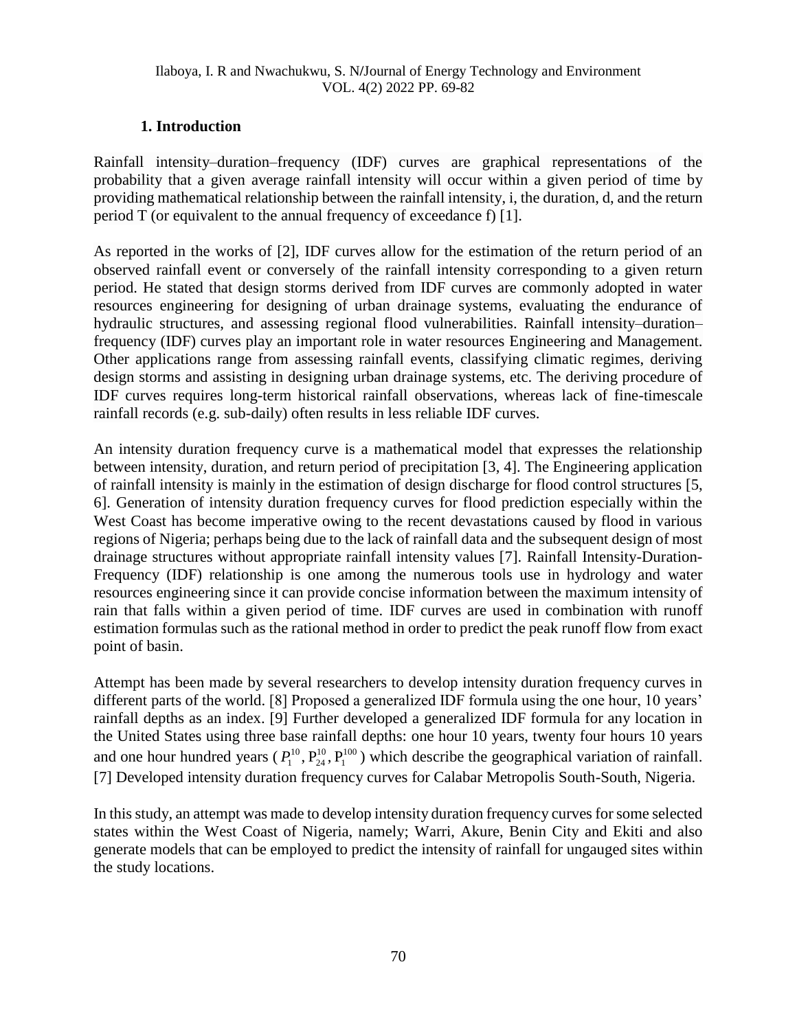## 1. Introduction

Rainfall intensity–duration–frequency (IDF) curves are graphical representations of the probability that a given average rainfall intensity will occur within a given period of time by providing mathematical relationship between the rainfall intensity, i, the duration, d, and the return period T (or equivalent to the annual frequency of exceedance f) [1].

As reported in the works of [2], IDF curves allow for the estimation of the return period of an observed rainfall event or conversely of the rainfall intensity corresponding to a given return period. He stated that design storms derived from IDF curves are commonly adopted in water resources engineering for designing of urban drainage systems, evaluating the endurance of hydraulic structures, and assessing regional flood vulnerabilities. Rainfall intensity–duration–frequency (IDF) curves play an important role in water resources Engineering and Management. Other applications range from assessing rainfall events, classifying climatic regimes, deriving design storms and assisting in designing urban drainage systems, etc. The deriving procedure of IDF curves requires long-term historical rainfall observations, whereas lack of fine-timescale rainfall records (e.g. sub-daily) often results in less reliable IDF curves.

An intensity duration frequency curve is a mathematical model that expresses the relationship between intensity, duration, and return period of precipitation [3, 4]. The Engineering application of rainfall intensity is mainly in the estimation of design discharge for flood control structures [5, 6]. Generation of intensity duration frequency curves for flood prediction especially within the West Coast has become imperative owing to the recent devastations caused by flood in various regions of Nigeria; perhaps being due to the lack of rainfall data and the subsequent design of most drainage structures without appropriate rainfall intensity values [7]. Rainfall Intensity-Duration-Frequency (IDF) relationship is one among the numerous tools use in hydrology and water resources engineering since it can provide concise information between the maximum intensity of rain that falls within a given period of time. IDF curves are used in combination with runoff estimation formulas such as the rational method in order to predict the peak runoff flow from exact point of basin.

Attempt has been made by several researchers to develop intensity duration frequency curves in different parts of the world. [8] Proposed a generalized IDF formula using the one hour, 10 years' rainfall depths as an index. [9] Further developed a generalized IDF formula for any location in the United States using three base rainfall depths: one hour 10 years, twenty four hours 10 years and one hour hundred years ($P_1^{10}, P_{24}^{10}, P_1^{100}$) which describe the geographical variation of rainfall. [7] Developed intensity duration frequency curves for Calabar Metropolis South-South, Nigeria.

In this study, an attempt was made to develop intensity duration frequency curves for some selected states within the West Coast of Nigeria, namely; Warri, Akure, Benin City and Ekiti and also generate models that can be employed to predict the intensity of rainfall for ungauged sites within the study locations.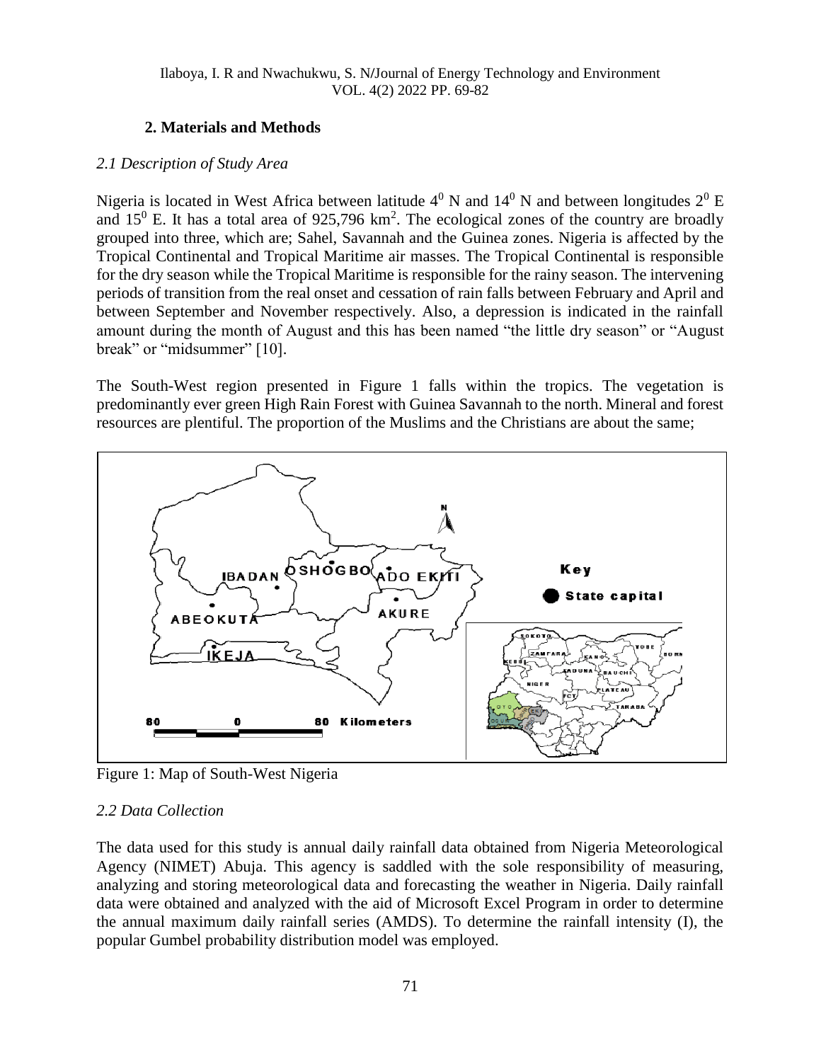## 2. Materials and Methods

### *2.1 Description of Study Area*

Nigeria is located in West Africa between latitude $4^0$ N and $14^0$ N and between longitudes $2^0$ E and $15^0$ E. It has a total area of 925,796 $km^2$. The ecological zones of the country are broadly grouped into three, which are; Sahel, Savannah and the Guinea zones. Nigeria is affected by the Tropical Continental and Tropical Maritime air masses. The Tropical Continental is responsible for the dry season while the Tropical Maritime is responsible for the rainy season. The intervening periods of transition from the real onset and cessation of rain falls between February and April and between September and November respectively. Also, a depression is indicated in the rainfall amount during the month of August and this has been named "the little dry season" or "August break" or "midsummer" [10].

The South-West region presented in Figure 1 falls within the tropics. The vegetation is predominantly ever green High Rain Forest with Guinea Savannah to the north. Mineral and forest resources are plentiful. The proportion of the Muslims and the Christians are about the same;

Figure 1: Map of South-West Nigeria

### *2.2 Data Collection*

The data used for this study is annual daily rainfall data obtained from Nigeria Meteorological Agency (NIMET) Abuja. This agency is saddled with the sole responsibility of measuring, analyzing and storing meteorological data and forecasting the weather in Nigeria. Daily rainfall data were obtained and analyzed with the aid of Microsoft Excel Program in order to determine the annual maximum daily rainfall series (AMDS). To determine the rainfall intensity (I), the popular Gumbel probability distribution model was employed.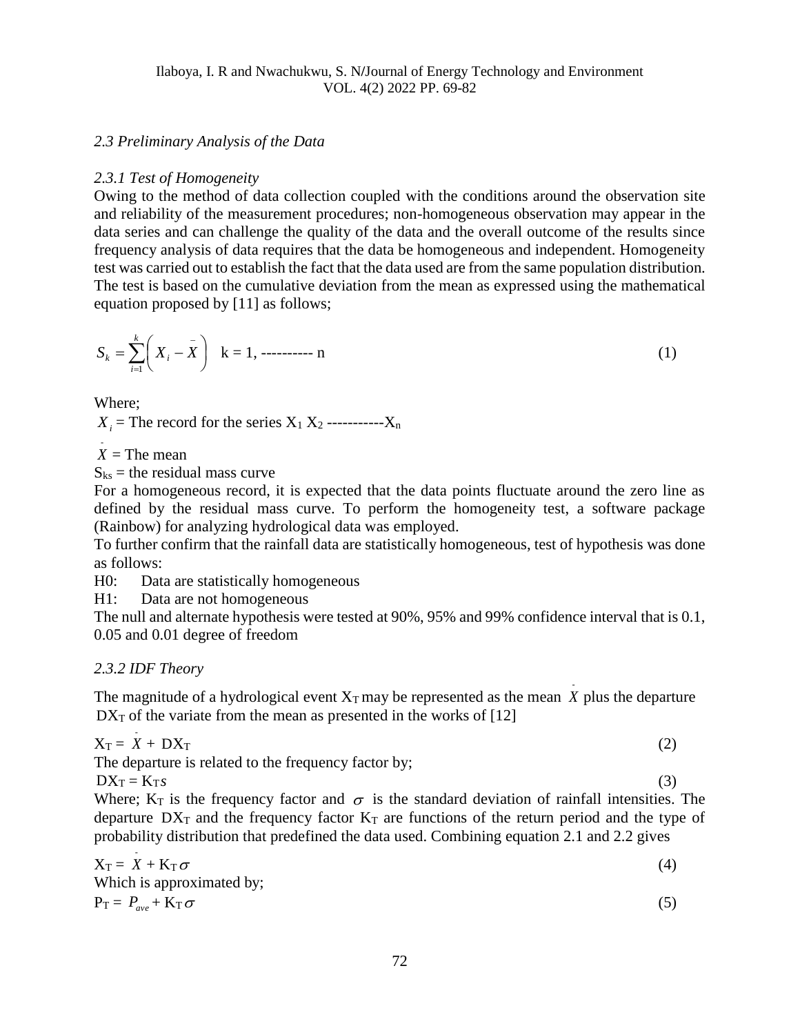## 2.3 Preliminary Analysis of the Data

### 2.3.1 Test of Homogeneity

Owing to the method of data collection coupled with the conditions around the observation site and reliability of the measurement procedures; non-homogeneous observation may appear in the data series and can challenge the quality of the data and the overall outcome of the results since frequency analysis of data requires that the data be homogeneous and independent. Homogeneity test was carried out to establish the fact that the data used are from the same population distribution. The test is based on the cumulative deviation from the mean as expressed using the mathematical equation proposed by [11] as follows;

$$S_k = \sum_{i=1}^{k}\left(X_i - \bar{X}\right) \quad k = 1, \text{----------} \; n \tag{1}$$

Where;

$X_i$ = The record for the series $X_1$ $X_2$ -----------$X_n$

$\bar{X}$ = The mean

$S_{ks}$ = the residual mass curve

For a homogeneous record, it is expected that the data points fluctuate around the zero line as defined by the residual mass curve. To perform the homogeneity test, a software package (Rainbow) for analyzing hydrological data was employed.

To further confirm that the rainfall data are statistically homogeneous, test of hypothesis was done as follows:

H0: Data are statistically homogeneous

H1: Data are not homogeneous

The null and alternate hypothesis were tested at 90%, 95% and 99% confidence interval that is 0.1, 0.05 and 0.01 degree of freedom

### 2.3.2 IDF Theory

The magnitude of a hydrological event $X_T$ may be represented as the mean $\bar{X}$ plus the departure $DX_T$ of the variate from the mean as presented in the works of [12]

$$X_T = \bar{X} + DX_T \tag{2}$$

The departure is related to the frequency factor by;

$$DX_T = K_T s \tag{3}$$

Where; $K_T$ is the frequency factor and $\sigma$ is the standard deviation of rainfall intensities. The departure $DX_T$ and the frequency factor $K_T$ are functions of the return period and the type of probability distribution that predefined the data used. Combining equation 2.1 and 2.2 gives

$$X_T = \bar{X} + K_T\sigma \tag{4}$$

Which is approximated by;

$$P_T = P_{ave} + K_T\sigma \tag{5}$$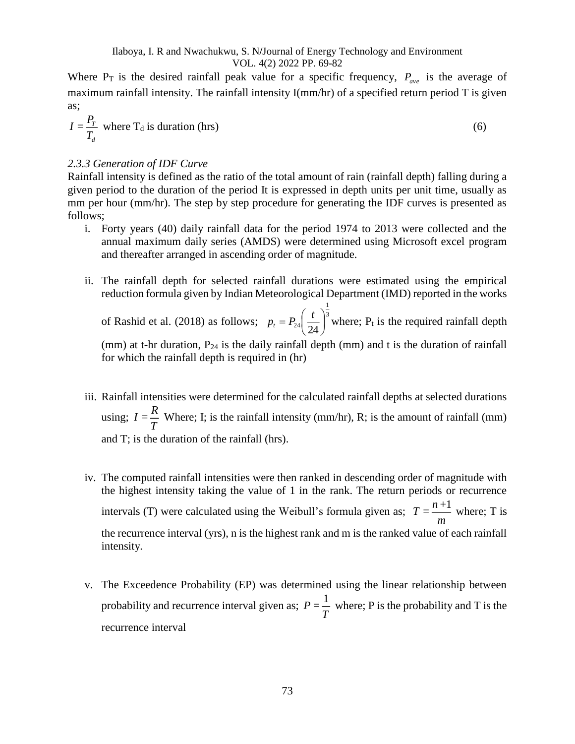Where $P_T$ is the desired rainfall peak value for a specific frequency, $P_{ave}$ is the average of maximum rainfall intensity. The rainfall intensity I(mm/hr) of a specified return period T is given as;

$$I = \frac{P_T}{T_d} \quad \text{where } T_d \text{ is duration (hrs)} \tag{6}$$

### *2.3.3 Generation of IDF Curve*

Rainfall intensity is defined as the ratio of the total amount of rain (rainfall depth) falling during a given period to the duration of the period It is expressed in depth units per unit time, usually as mm per hour (mm/hr). The step by step procedure for generating the IDF curves is presented as follows;

i. Forty years (40) daily rainfall data for the period 1974 to 2013 were collected and the annual maximum daily series (AMDS) were determined using Microsoft excel program and thereafter arranged in ascending order of magnitude.

ii. The rainfall depth for selected rainfall durations were estimated using the empirical reduction formula given by Indian Meteorological Department (IMD) reported in the works of Rashid et al. (2018) as follows; $p_t = P_{24}\left(\frac{t}{24}\right)^{\frac{1}{3}}$ where; $P_t$ is the required rainfall depth (mm) at t-hr duration, $P_{24}$ is the daily rainfall depth (mm) and t is the duration of rainfall for which the rainfall depth is required in (hr)

iii. Rainfall intensities were determined for the calculated rainfall depths at selected durations using; $I = \frac{R}{T}$ Where; I; is the rainfall intensity (mm/hr), R; is the amount of rainfall (mm) and T; is the duration of the rainfall (hrs).

iv. The computed rainfall intensities were then ranked in descending order of magnitude with the highest intensity taking the value of 1 in the rank. The return periods or recurrence intervals (T) were calculated using the Weibull's formula given as; $T = \frac{n+1}{m}$ where; T is the recurrence interval (yrs), n is the highest rank and m is the ranked value of each rainfall intensity.

v. The Exceedence Probability (EP) was determined using the linear relationship between probability and recurrence interval given as; $P = \frac{1}{T}$ where; P is the probability and T is the recurrence interval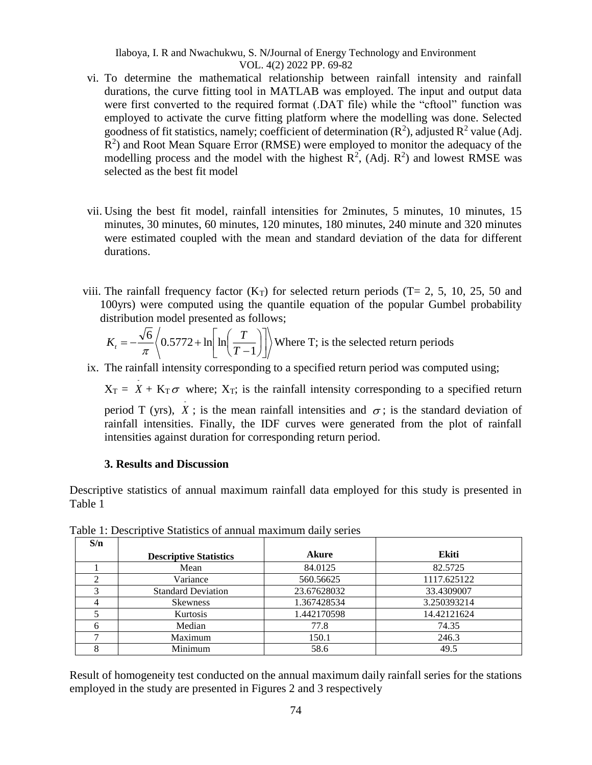vi. To determine the mathematical relationship between rainfall intensity and rainfall durations, the curve fitting tool in MATLAB was employed. The input and output data were first converted to the required format (.DAT file) while the "cftool" function was employed to activate the curve fitting platform where the modelling was done. Selected goodness of fit statistics, namely; coefficient of determination ($R^2$), adjusted $R^2$ value (Adj. $R^2$) and Root Mean Square Error (RMSE) were employed to monitor the adequacy of the modelling process and the model with the highest $R^2$, (Adj. $R^2$) and lowest RMSE was selected as the best fit model

vii. Using the best fit model, rainfall intensities for 2minutes, 5 minutes, 10 minutes, 15 minutes, 30 minutes, 60 minutes, 120 minutes, 180 minutes, 240 minute and 320 minutes were estimated coupled with the mean and standard deviation of the data for different durations.

viii. The rainfall frequency factor ($K_T$) for selected return periods (T= 2, 5, 10, 25, 50 and 100yrs) were computed using the quantile equation of the popular Gumbel probability distribution model presented as follows;

$$K_t = -\frac{\sqrt{6}}{\pi}\left\langle 0.5772 + \ln\left[\ln\left(\frac{T}{T-1}\right)\right]\right\rangle$$ Where T; is the selected return periods

ix. The rainfall intensity corresponding to a specified return period was computed using;

$X_T = \bar{X} + K_T\sigma$ where; $X_T$; is the rainfall intensity corresponding to a specified return period T (yrs), $\bar{X}$ ; is the mean rainfall intensities and $\sigma$ ; is the standard deviation of rainfall intensities. Finally, the IDF curves were generated from the plot of rainfall intensities against duration for corresponding return period.

### 3. Results and Discussion

Descriptive statistics of annual maximum rainfall data employed for this study is presented in Table 1

Table 1: Descriptive Statistics of annual maximum daily series

| S/n | Descriptive Statistics | Akure | Ekiti |
|---|---|---|---|
| 1 | Mean | 84.0125 | 82.5725 |
| 2 | Variance | 560.56625 | 1117.625122 |
| 3 | Standard Deviation | 23.67628032 | 33.4309007 |
| 4 | Skewness | 1.367428534 | 3.250393214 |
| 5 | Kurtosis | 1.442170598 | 14.42121624 |
| 6 | Median | 77.8 | 74.35 |
| 7 | Maximum | 150.1 | 246.3 |
| 8 | Minimum | 58.6 | 49.5 |

Result of homogeneity test conducted on the annual maximum daily rainfall series for the stations employed in the study are presented in Figures 2 and 3 respectively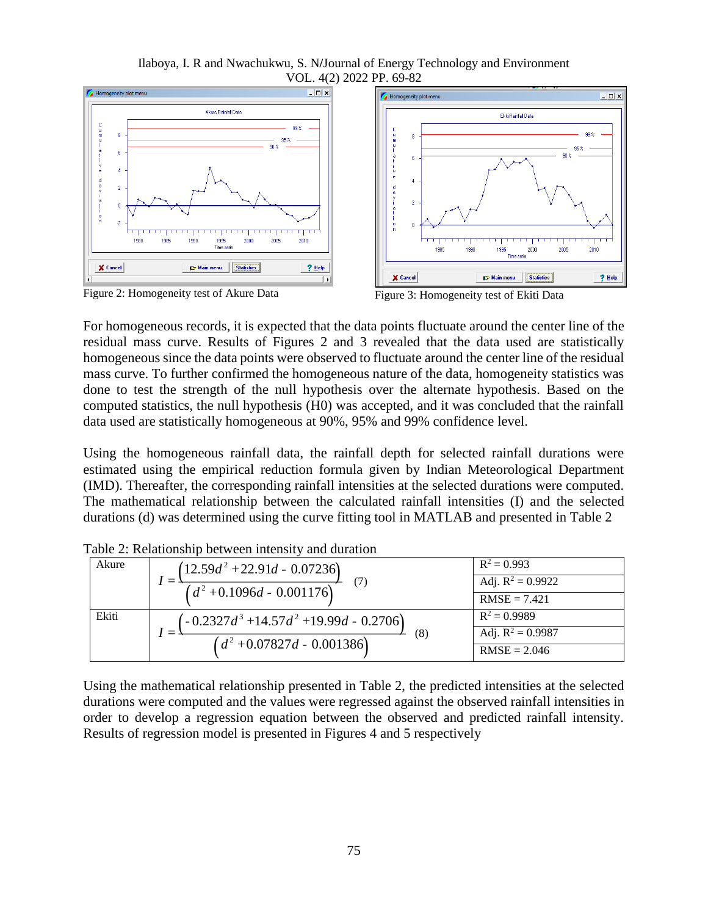Figure 2: Homogeneity test of Akure Data

Figure 3: Homogeneity test of Ekiti Data

For homogeneous records, it is expected that the data points fluctuate around the center line of the residual mass curve. Results of Figures 2 and 3 revealed that the data used are statistically homogeneous since the data points were observed to fluctuate around the center line of the residual mass curve. To further confirmed the homogeneous nature of the data, homogeneity statistics was done to test the strength of the null hypothesis over the alternate hypothesis. Based on the computed statistics, the null hypothesis (H0) was accepted, and it was concluded that the rainfall data used are statistically homogeneous at 90%, 95% and 99% confidence level.

Using the homogeneous rainfall data, the rainfall depth for selected rainfall durations were estimated using the empirical reduction formula given by Indian Meteorological Department (IMD). Thereafter, the corresponding rainfall intensities at the selected durations were computed. The mathematical relationship between the calculated rainfall intensities (I) and the selected durations (d) was determined using the curve fitting tool in MATLAB and presented in Table 2

Table 2: Relationship between intensity and duration

| | | |
|---|---|---|
| Akure | $I = \dfrac{\left(12.59d^2 + 22.91d - 0.07236\right)}{\left(d^2 + 0.1096d - 0.001176\right)}$ (7) | $R^2 = 0.993$ |
| | | Adj. $R^2 = 0.9922$ |
| | | RMSE = 7.421 |
| Ekiti | $I = \dfrac{\left(-0.2327d^3 + 14.57d^2 + 19.99d - 0.2706\right)}{\left(d^2 + 0.07827d - 0.001386\right)}$ (8) | $R^2 = 0.9989$ |
| | | Adj. $R^2 = 0.9987$ |
| | | RMSE = 2.046 |

Using the mathematical relationship presented in Table 2, the predicted intensities at the selected durations were computed and the values were regressed against the observed rainfall intensities in order to develop a regression equation between the observed and predicted rainfall intensity. Results of regression model is presented in Figures 4 and 5 respectively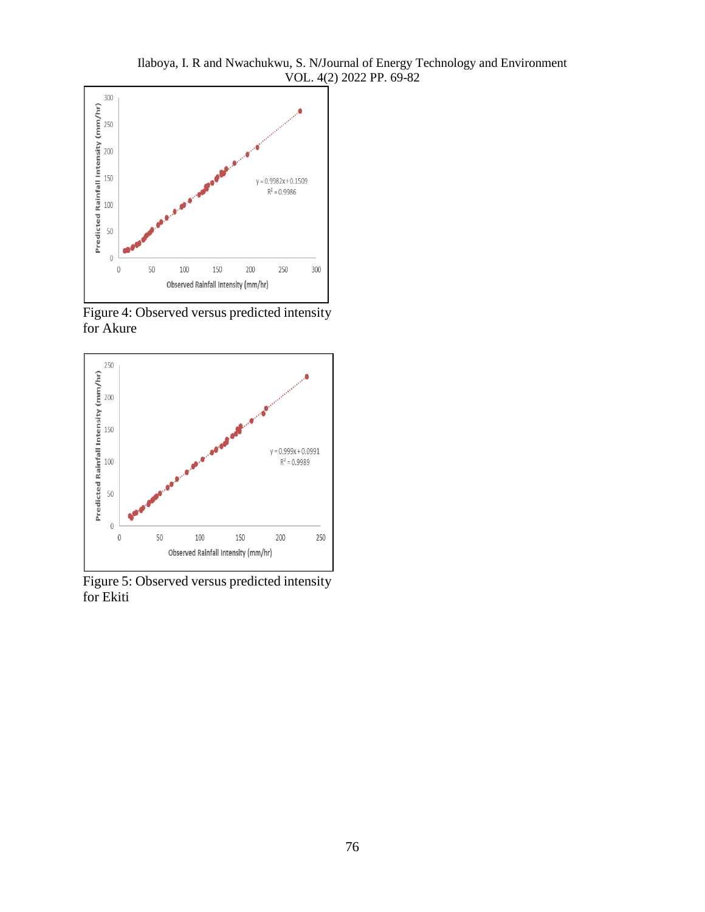Figure 4: Observed versus predicted intensity for Akure

Figure 5: Observed versus predicted intensity for Ekiti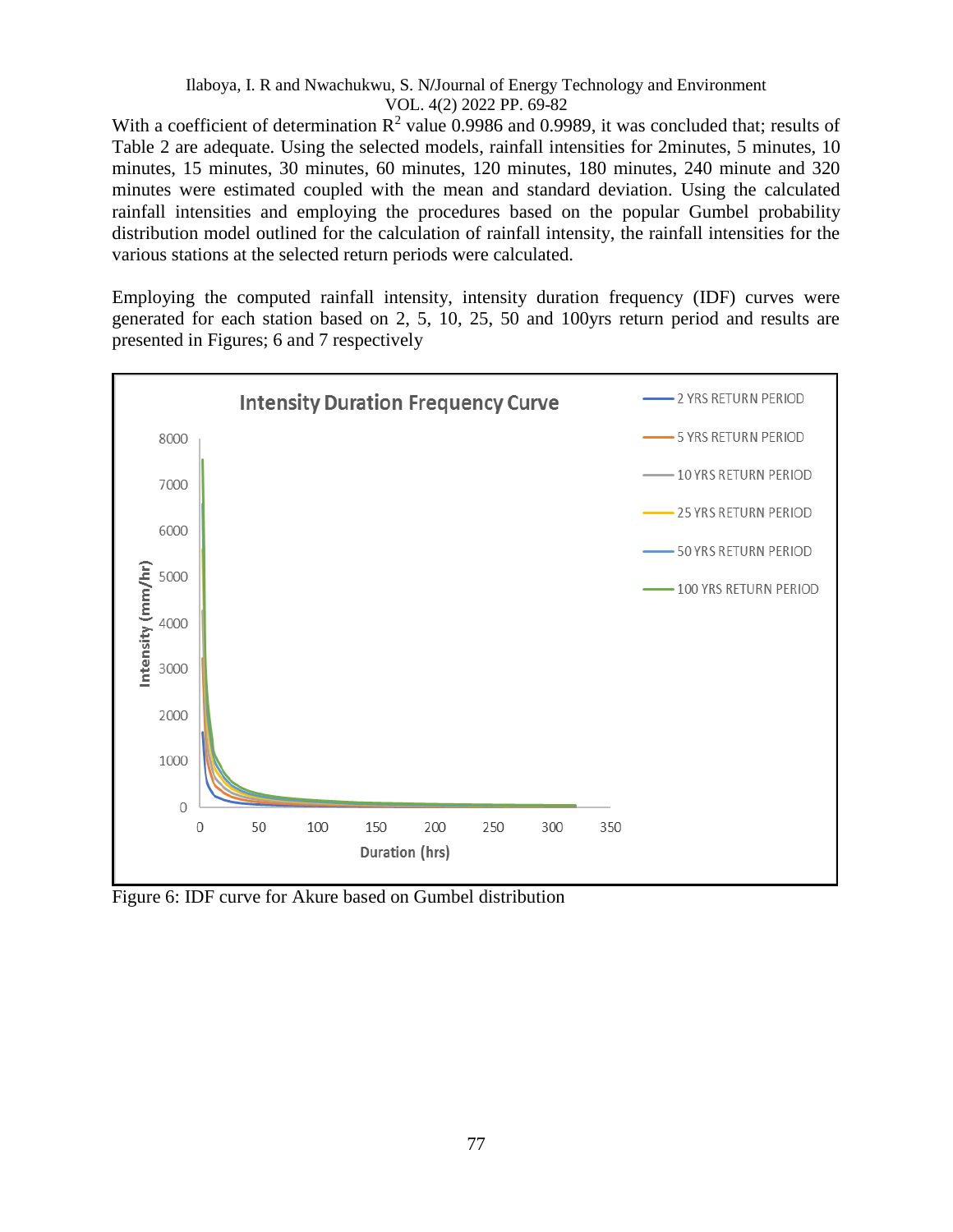With a coefficient of determination $R^2$ value 0.9986 and 0.9989, it was concluded that; results of Table 2 are adequate. Using the selected models, rainfall intensities for 2minutes, 5 minutes, 10 minutes, 15 minutes, 30 minutes, 60 minutes, 120 minutes, 180 minutes, 240 minute and 320 minutes were estimated coupled with the mean and standard deviation. Using the calculated rainfall intensities and employing the procedures based on the popular Gumbel probability distribution model outlined for the calculation of rainfall intensity, the rainfall intensities for the various stations at the selected return periods were calculated.

Employing the computed rainfall intensity, intensity duration frequency (IDF) curves were generated for each station based on 2, 5, 10, 25, 50 and 100yrs return period and results are presented in Figures; 6 and 7 respectively

Figure 6: IDF curve for Akure based on Gumbel distribution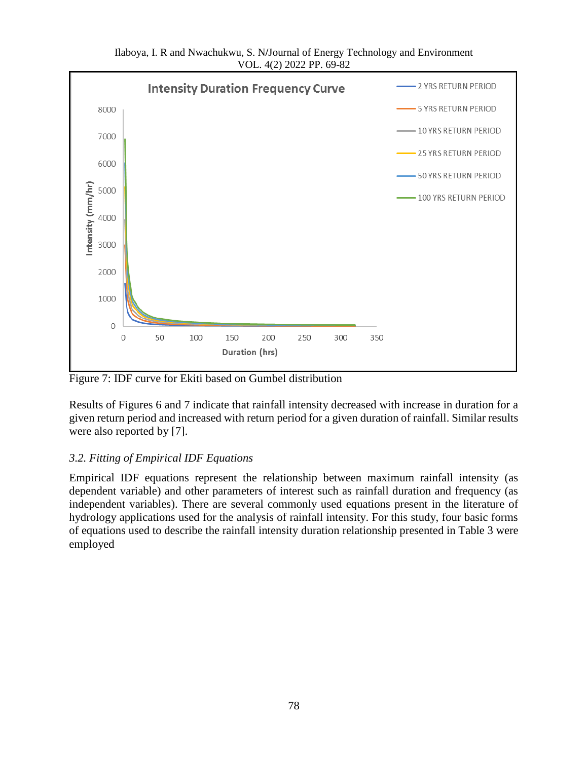Figure 7: IDF curve for Ekiti based on Gumbel distribution

Results of Figures 6 and 7 indicate that rainfall intensity decreased with increase in duration for a given return period and increased with return period for a given duration of rainfall. Similar results were also reported by [7].

### *3.2. Fitting of Empirical IDF Equations*

Empirical IDF equations represent the relationship between maximum rainfall intensity (as dependent variable) and other parameters of interest such as rainfall duration and frequency (as independent variables). There are several commonly used equations present in the literature of hydrology applications used for the analysis of rainfall intensity. For this study, four basic forms of equations used to describe the rainfall intensity duration relationship presented in Table 3 were employed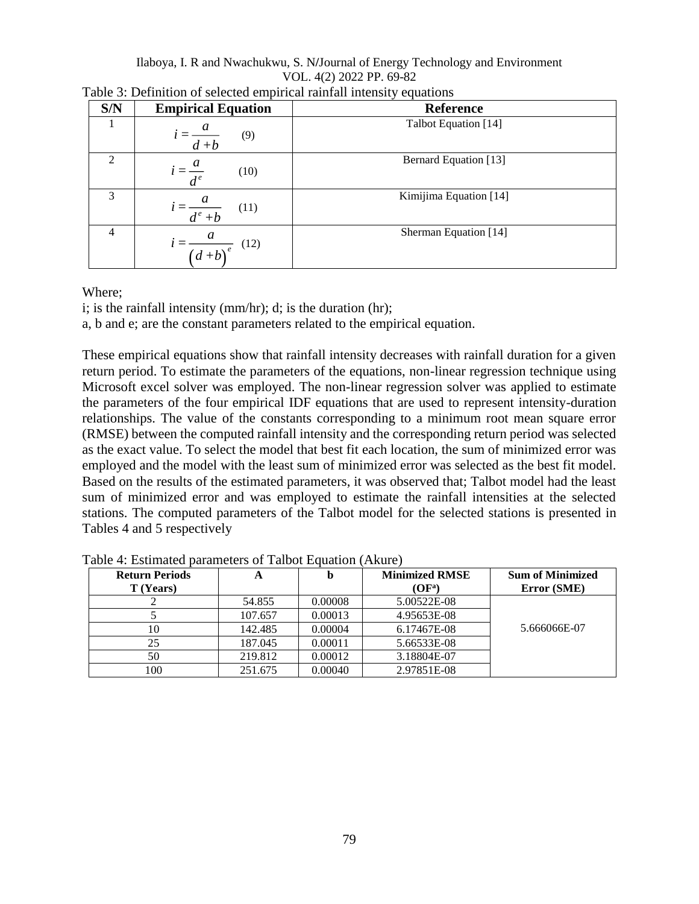Table 3: Definition of selected empirical rainfall intensity equations

| S/N | Empirical Equation | Reference |
|---|---|---|
| 1 | $i = \dfrac{a}{d+b}$ (9) | Talbot Equation [14] |
| 2 | $i = \dfrac{a}{d^e}$ (10) | Bernard Equation [13] |
| 3 | $i = \dfrac{a}{d^e + b}$ (11) | Kimijima Equation [14] |
| 4 | $i = \dfrac{a}{\left(d+b\right)^e}$ (12) | Sherman Equation [14] |

Where;

i; is the rainfall intensity (mm/hr); d; is the duration (hr);

a, b and e; are the constant parameters related to the empirical equation.

These empirical equations show that rainfall intensity decreases with rainfall duration for a given return period. To estimate the parameters of the equations, non-linear regression technique using Microsoft excel solver was employed. The non-linear regression solver was applied to estimate the parameters of the four empirical IDF equations that are used to represent intensity-duration relationships. The value of the constants corresponding to a minimum root mean square error (RMSE) between the computed rainfall intensity and the corresponding return period was selected as the exact value. To select the model that best fit each location, the sum of minimized error was employed and the model with the least sum of minimized error was selected as the best fit model. Based on the results of the estimated parameters, it was observed that; Talbot model had the least sum of minimized error and was employed to estimate the rainfall intensities at the selected stations. The computed parameters of the Talbot model for the selected stations is presented in Tables 4 and 5 respectively

Table 4: Estimated parameters of Talbot Equation (Akure)

| Return Periods T (Years) | A | b | Minimized RMSE (OF[a]) | Sum of Minimized Error (SME) |
|---|---|---|---|---|
| 2 | 54.855 | 0.00008 | 5.00522E-08 | 5.666066E-07 |
| 5 | 107.657 | 0.00013 | 4.95653E-08 | |
| 10 | 142.485 | 0.00004 | 6.17467E-08 | |
| 25 | 187.045 | 0.00011 | 5.66533E-08 | |
| 50 | 219.812 | 0.00012 | 3.18804E-07 | |
| 100 | 251.675 | 0.00040 | 2.97851E-08 | |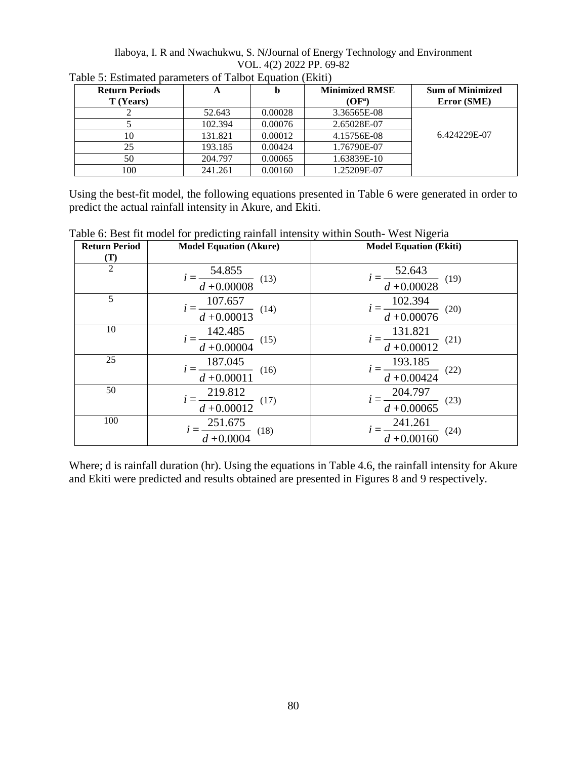Table 5: Estimated parameters of Talbot Equation (Ekiti)

| Return Periods T (Years) | A | b | Minimized RMSE (OF[a]) | Sum of Minimized Error (SME) |
|---|---|---|---|---|
| 2 | 52.643 | 0.00028 | 3.36565E-08 | 6.424229E-07 |
| 5 | 102.394 | 0.00076 | 2.65028E-07 | |
| 10 | 131.821 | 0.00012 | 4.15756E-08 | |
| 25 | 193.185 | 0.00424 | 1.76790E-07 | |
| 50 | 204.797 | 0.00065 | 1.63839E-10 | |
| 100 | 241.261 | 0.00160 | 1.25209E-07 | |

Using the best-fit model, the following equations presented in Table 6 were generated in order to predict the actual rainfall intensity in Akure, and Ekiti.

Table 6: Best fit model for predicting rainfall intensity within South- West Nigeria

| Return Period (T) | Model Equation (Akure) | Model Equation (Ekiti) |
|---|---|---|
| 2 | $i = \frac{54.855}{d + 0.00008}$ (13) | $i = \frac{52.643}{d + 0.00028}$ (19) |
| 5 | $i = \frac{107.657}{d + 0.00013}$ (14) | $i = \frac{102.394}{d + 0.00076}$ (20) |
| 10 | $i = \frac{142.485}{d + 0.00004}$ (15) | $i = \frac{131.821}{d + 0.00012}$ (21) |
| 25 | $i = \frac{187.045}{d + 0.00011}$ (16) | $i = \frac{193.185}{d + 0.00424}$ (22) |
| 50 | $i = \frac{219.812}{d + 0.00012}$ (17) | $i = \frac{204.797}{d + 0.00065}$ (23) |
| 100 | $i = \frac{251.675}{d + 0.0004}$ (18) | $i = \frac{241.261}{d + 0.00160}$ (24) |

Where; d is rainfall duration (hr). Using the equations in Table 4.6, the rainfall intensity for Akure and Ekiti were predicted and results obtained are presented in Figures 8 and 9 respectively.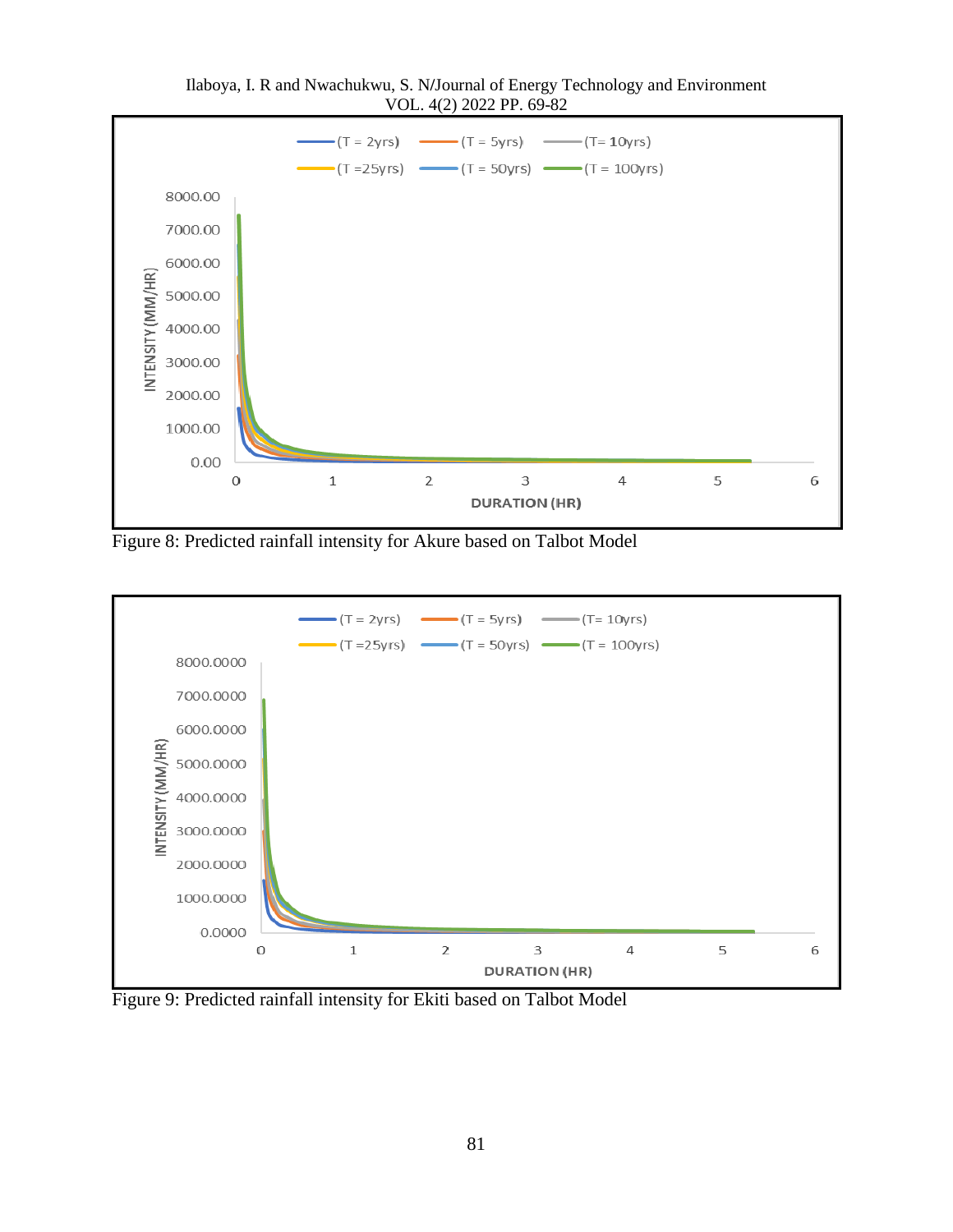Figure 8: Predicted rainfall intensity for Akure based on Talbot Model

Figure 9: Predicted rainfall intensity for Ekiti based on Talbot Model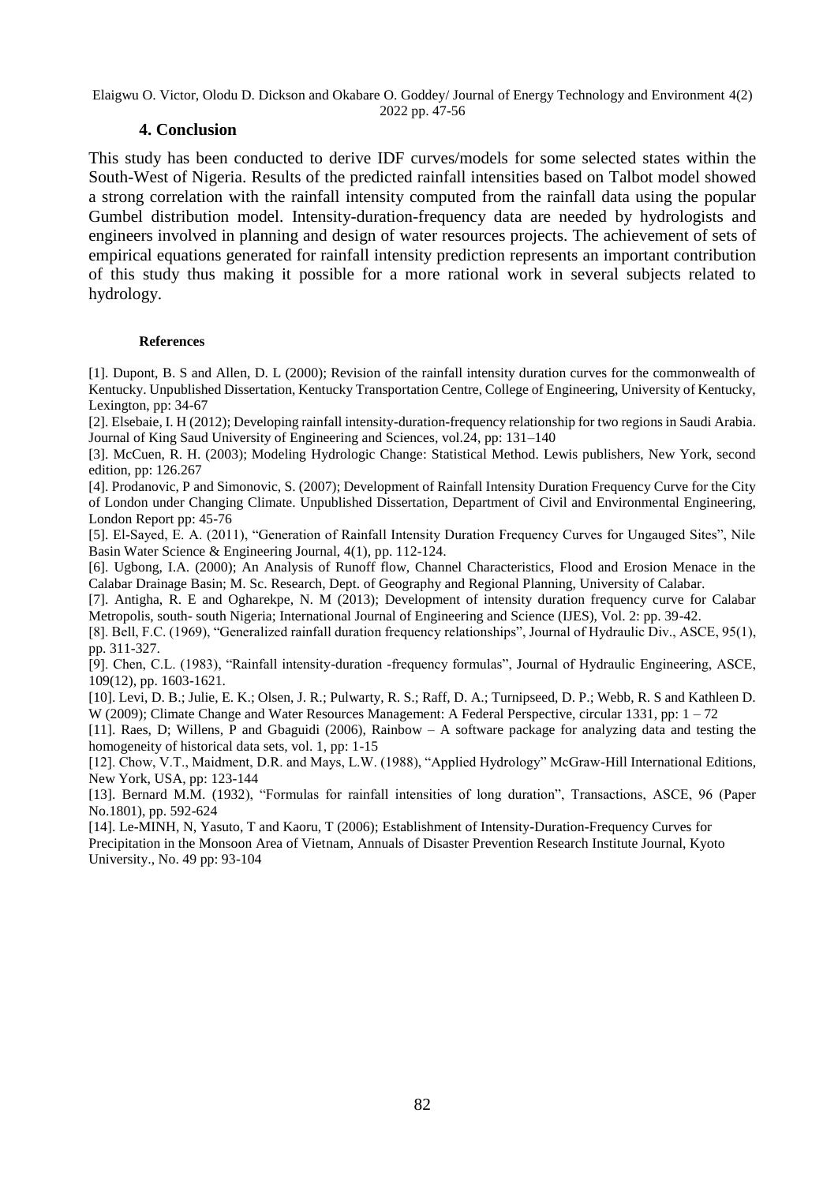## 4. Conclusion

This study has been conducted to derive IDF curves/models for some selected states within the South-West of Nigeria. Results of the predicted rainfall intensities based on Talbot model showed a strong correlation with the rainfall intensity computed from the rainfall data using the popular Gumbel distribution model. Intensity-duration-frequency data are needed by hydrologists and engineers involved in planning and design of water resources projects. The achievement of sets of empirical equations generated for rainfall intensity prediction represents an important contribution of this study thus making it possible for a more rational work in several subjects related to hydrology.

#### References

[1]. Dupont, B. S and Allen, D. L (2000); Revision of the rainfall intensity duration curves for the commonwealth of Kentucky. Unpublished Dissertation, Kentucky Transportation Centre, College of Engineering, University of Kentucky, Lexington, pp: 34-67

[2]. Elsebaie, I. H (2012); Developing rainfall intensity-duration-frequency relationship for two regions in Saudi Arabia. Journal of King Saud University of Engineering and Sciences, vol.24, pp: 131–140

[3]. McCuen, R. H. (2003); Modeling Hydrologic Change: Statistical Method. Lewis publishers, New York, second edition, pp: 126.267

[4]. Prodanovic, P and Simonovic, S. (2007); Development of Rainfall Intensity Duration Frequency Curve for the City of London under Changing Climate. Unpublished Dissertation, Department of Civil and Environmental Engineering, London Report pp: 45-76

[5]. El-Sayed, E. A. (2011), "Generation of Rainfall Intensity Duration Frequency Curves for Ungauged Sites", Nile Basin Water Science & Engineering Journal, 4(1), pp. 112-124.

[6]. Ugbong, I.A. (2000); An Analysis of Runoff flow, Channel Characteristics, Flood and Erosion Menace in the Calabar Drainage Basin; M. Sc. Research, Dept. of Geography and Regional Planning, University of Calabar.

[7]. Antigha, R. E and Ogharekpe, N. M (2013); Development of intensity duration frequency curve for Calabar Metropolis, south- south Nigeria; International Journal of Engineering and Science (IJES), Vol. 2: pp. 39-42.

[8]. Bell, F.C. (1969), "Generalized rainfall duration frequency relationships", Journal of Hydraulic Div., ASCE, 95(1), pp. 311-327.

[9]. Chen, C.L. (1983), "Rainfall intensity-duration -frequency formulas", Journal of Hydraulic Engineering, ASCE, 109(12), pp. 1603-1621.

[10]. Levi, D. B.; Julie, E. K.; Olsen, J. R.; Pulwarty, R. S.; Raff, D. A.; Turnipseed, D. P.; Webb, R. S and Kathleen D. W (2009); Climate Change and Water Resources Management: A Federal Perspective, circular 1331, pp: 1 – 72

[11]. Raes, D; Willens, P and Gbaguidi (2006), Rainbow – A software package for analyzing data and testing the homogeneity of historical data sets, vol. 1, pp: 1-15

[12]. Chow, V.T., Maidment, D.R. and Mays, L.W. (1988), "Applied Hydrology" McGraw-Hill International Editions, New York, USA, pp: 123-144

[13]. Bernard M.M. (1932), "Formulas for rainfall intensities of long duration", Transactions, ASCE, 96 (Paper No.1801), pp. 592-624

[14]. Le-MINH, N, Yasuto, T and Kaoru, T (2006); Establishment of Intensity-Duration-Frequency Curves for Precipitation in the Monsoon Area of Vietnam, Annuals of Disaster Prevention Research Institute Journal, Kyoto University., No. 49 pp: 93-104